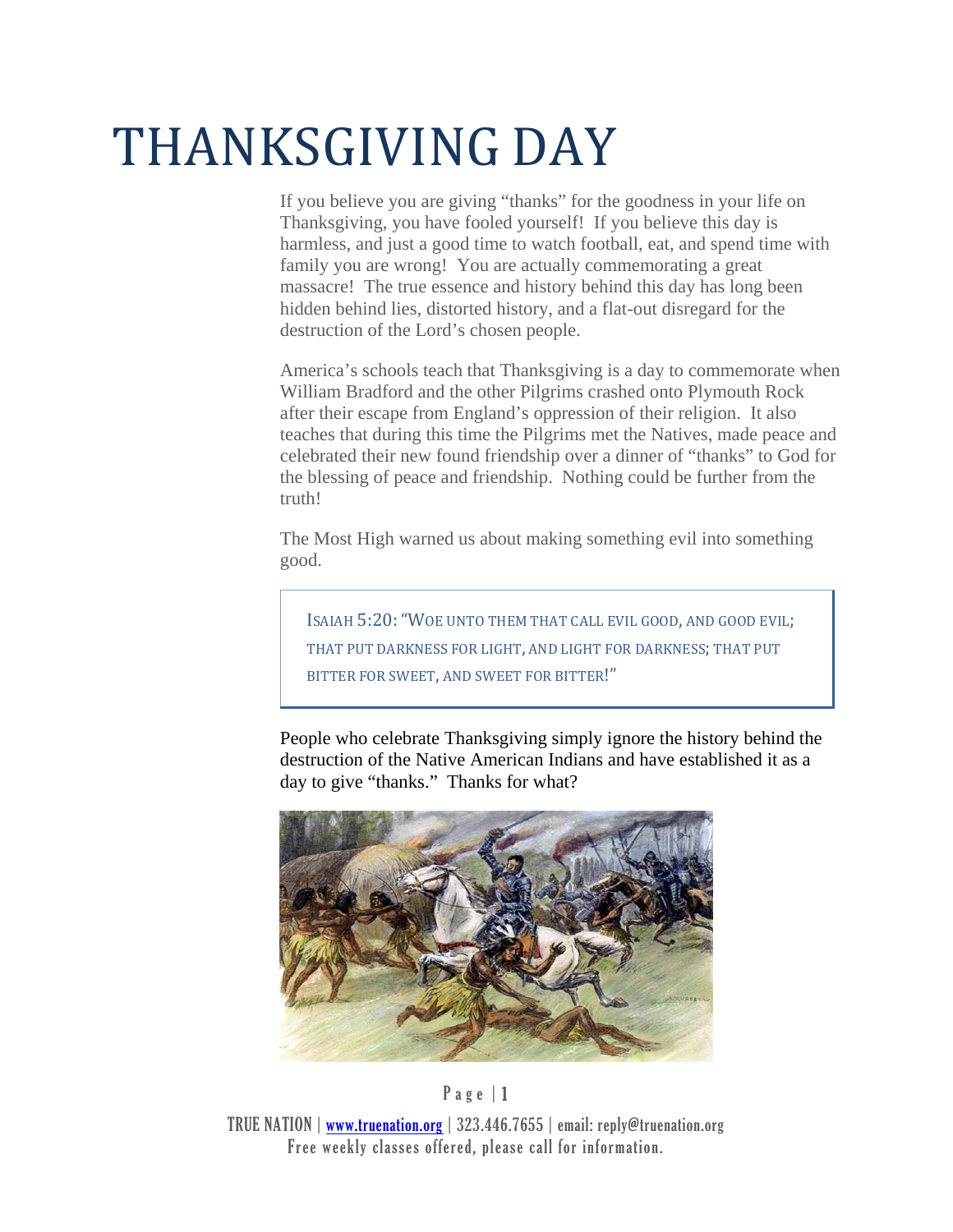# THANKSGIVING DAY

If you believe you are giving "thanks" for the goodness in your life on Thanksgiving, you have fooled yourself! If you believe this day is harmless, and just a good time to watch football, eat, and spend time with family you are wrong! You are actually commemorating a great massacre! The true essence and history behind this day has long been hidden behind lies, distorted history, and a flat-out disregard for the destruction of the Lord's chosen people.

America's schools teach that Thanksgiving is a day to commemorate when William Bradford and the other Pilgrims crashed onto Plymouth Rock after their escape from England's oppression of their religion. It also teaches that during this time the Pilgrims met the Natives, made peace and celebrated their new found friendship over a dinner of "thanks" to God for the blessing of peace and friendship. Nothing could be further from the truth!

The Most High warned us about making something evil into something good.

> ISAIAH 5:20: "WOE UNTO THEM THAT CALL EVIL GOOD, AND GOOD EVIL; THAT PUT DARKNESS FOR LIGHT, AND LIGHT FOR DARKNESS; THAT PUT BITTER FOR SWEET, AND SWEET FOR BITTER!"

People who celebrate Thanksgiving simply ignore the history behind the destruction of the Native American Indians and have established it as a day to give "thanks." Thanks for what?

TRUE NATION | www.truenation.org | 323.446.7655 | email: reply@truenation.org
Free weekly classes offered, please call for information.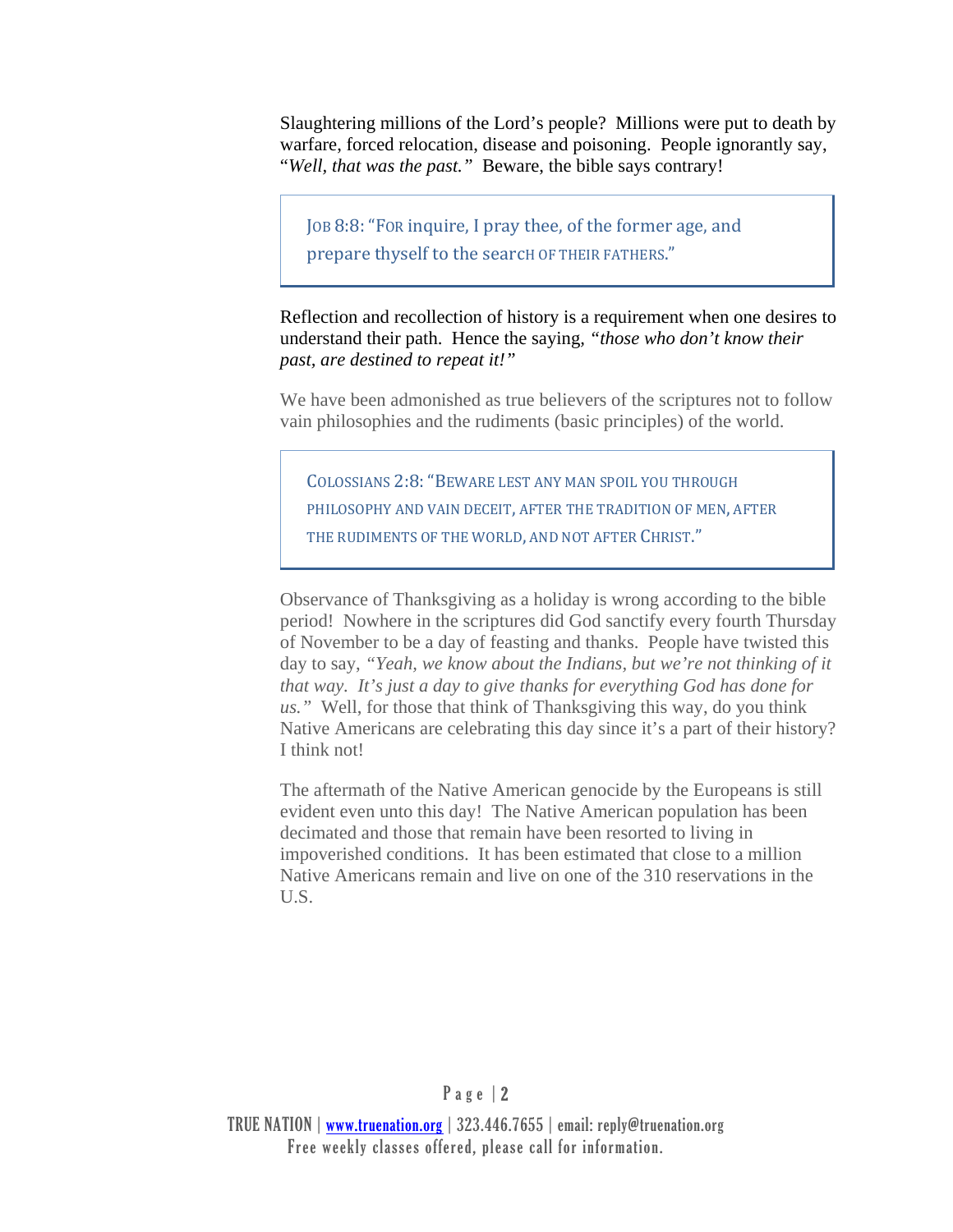Slaughtering millions of the Lord's people? Millions were put to death by warfare, forced relocation, disease and poisoning. People ignorantly say, "*Well, that was the past.*" Beware, the bible says contrary!

> JOB 8:8: "FOR inquire, I pray thee, of the former age, and prepare thyself to the search OF THEIR FATHERS."

Reflection and recollection of history is a requirement when one desires to understand their path. Hence the saying, *"those who don't know their past, are destined to repeat it!"*

We have been admonished as true believers of the scriptures not to follow vain philosophies and the rudiments (basic principles) of the world.

> COLOSSIANS 2:8: "BEWARE LEST ANY MAN SPOIL YOU THROUGH PHILOSOPHY AND VAIN DECEIT, AFTER THE TRADITION OF MEN, AFTER THE RUDIMENTS OF THE WORLD, AND NOT AFTER CHRIST."

Observance of Thanksgiving as a holiday is wrong according to the bible period! Nowhere in the scriptures did God sanctify every fourth Thursday of November to be a day of feasting and thanks. People have twisted this day to say, *"Yeah, we know about the Indians, but we're not thinking of it that way. It's just a day to give thanks for everything God has done for us."* Well, for those that think of Thanksgiving this way, do you think Native Americans are celebrating this day since it's a part of their history? I think not!

The aftermath of the Native American genocide by the Europeans is still evident even unto this day! The Native American population has been decimated and those that remain have been resorted to living in impoverished conditions. It has been estimated that close to a million Native Americans remain and live on one of the 310 reservations in the U.S.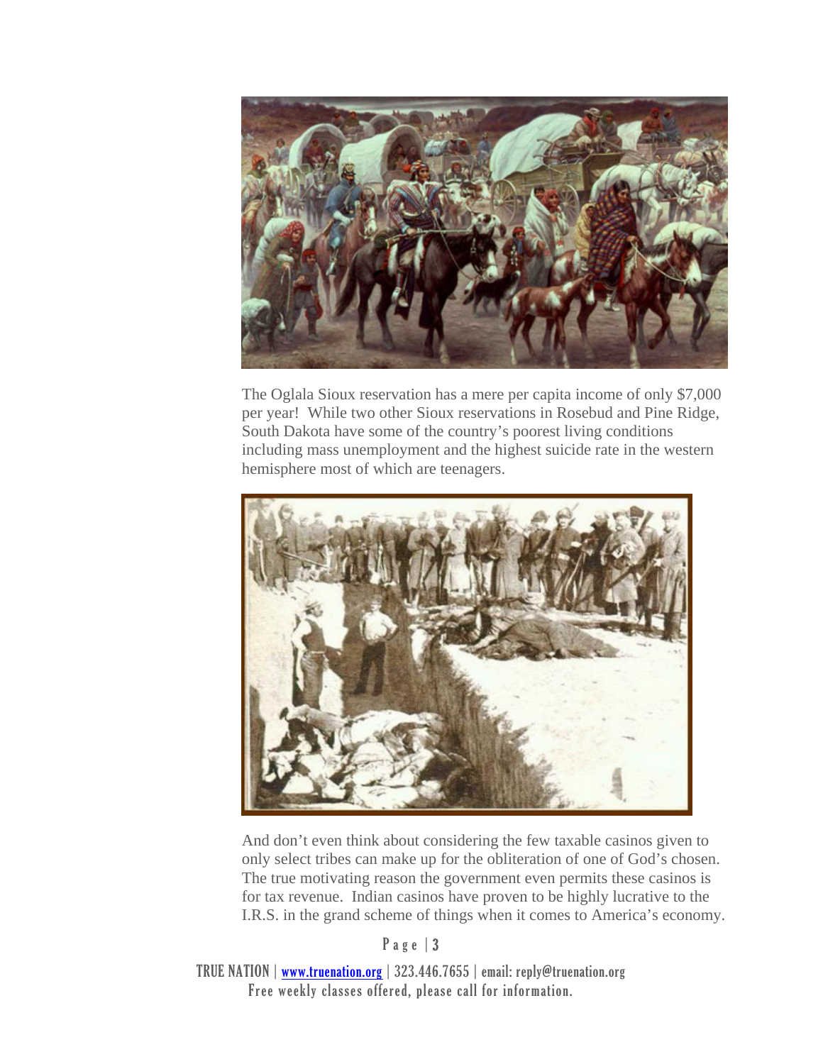The Oglala Sioux reservation has a mere per capita income of only $7,000 per year! While two other Sioux reservations in Rosebud and Pine Ridge, South Dakota have some of the country's poorest living conditions including mass unemployment and the highest suicide rate in the western hemisphere most of which are teenagers.

And don't even think about considering the few taxable casinos given to only select tribes can make up for the obliteration of one of God's chosen. The true motivating reason the government even permits these casinos is for tax revenue. Indian casinos have proven to be highly lucrative to the I.R.S. in the grand scheme of things when it comes to America's economy.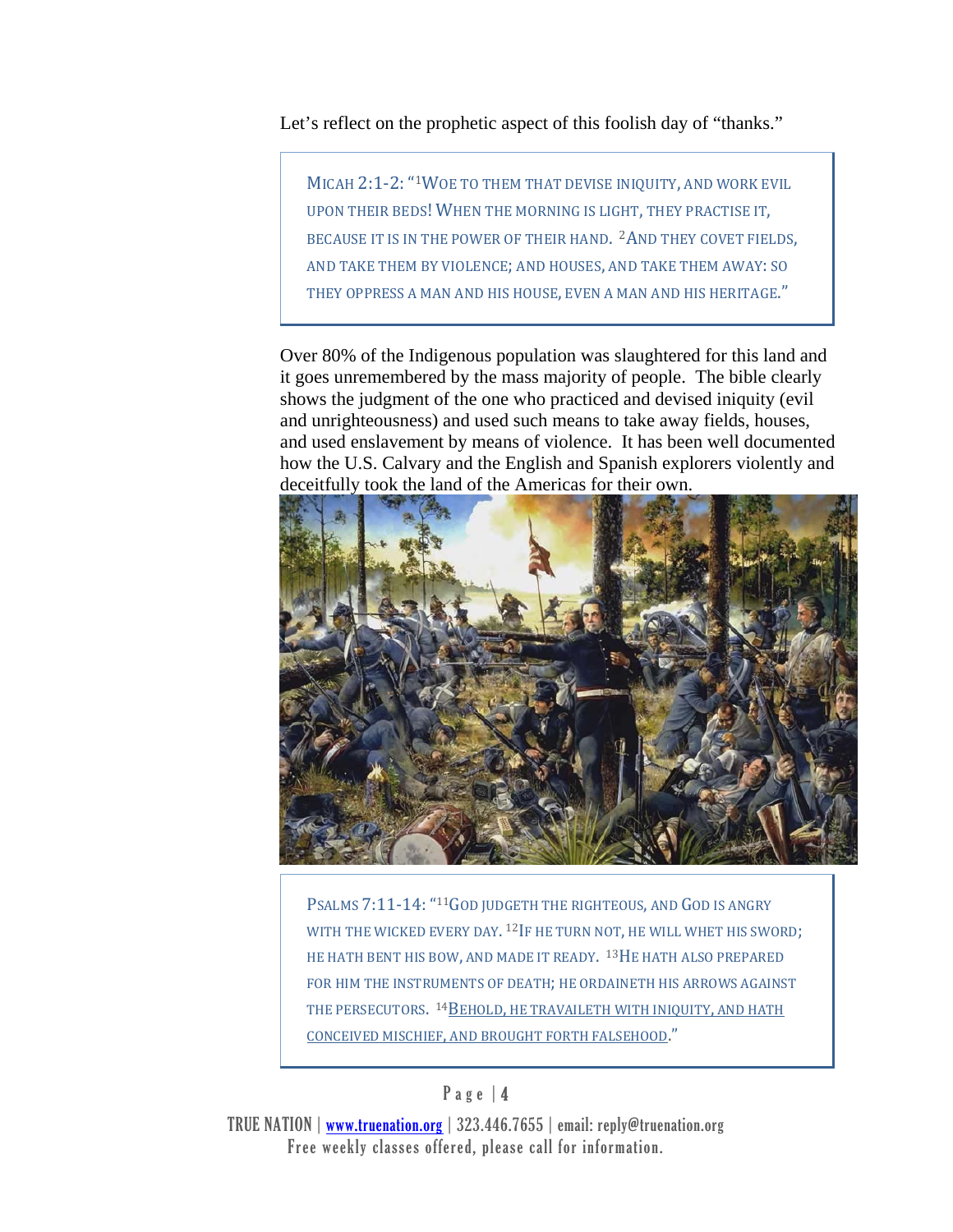Let's reflect on the prophetic aspect of this foolish day of "thanks."

> MICAH 2:1-2: "[1]WOE TO THEM THAT DEVISE INIQUITY, AND WORK EVIL UPON THEIR BEDS! WHEN THE MORNING IS LIGHT, THEY PRACTISE IT, BECAUSE IT IS IN THE POWER OF THEIR HAND. [2]AND THEY COVET FIELDS, AND TAKE THEM BY VIOLENCE; AND HOUSES, AND TAKE THEM AWAY: SO THEY OPPRESS A MAN AND HIS HOUSE, EVEN A MAN AND HIS HERITAGE."

Over 80% of the Indigenous population was slaughtered for this land and it goes unremembered by the mass majority of people. The bible clearly shows the judgment of the one who practiced and devised iniquity (evil and unrighteousness) and used such means to take away fields, houses, and used enslavement by means of violence. It has been well documented how the U.S. Calvary and the English and Spanish explorers violently and deceitfully took the land of the Americas for their own.

> PSALMS 7:11-14: "[11]GOD JUDGETH THE RIGHTEOUS, AND GOD IS ANGRY WITH THE WICKED EVERY DAY. [12]IF HE TURN NOT, HE WILL WHET HIS SWORD; HE HATH BENT HIS BOW, AND MADE IT READY. [13]HE HATH ALSO PREPARED FOR HIM THE INSTRUMENTS OF DEATH; HE ORDAINETH HIS ARROWS AGAINST THE PERSECUTORS. [14]<u>BEHOLD, HE TRAVAILETH WITH INIQUITY, AND HATH CONCEIVED MISCHIEF, AND BROUGHT FORTH FALSEHOOD</u>."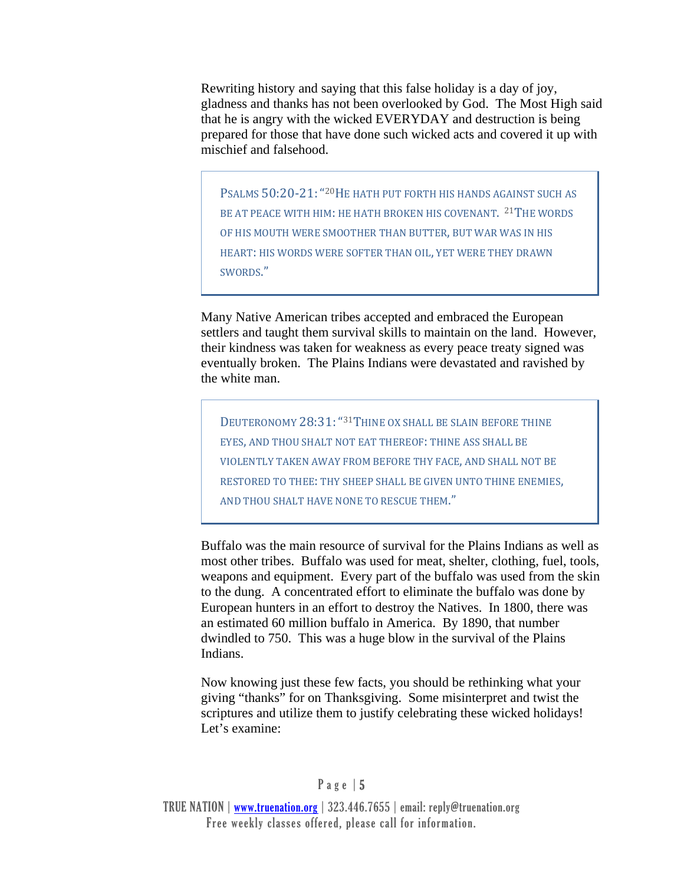Rewriting history and saying that this false holiday is a day of joy, gladness and thanks has not been overlooked by God. The Most High said that he is angry with the wicked EVERYDAY and destruction is being prepared for those that have done such wicked acts and covered it up with mischief and falsehood.

> PSALMS 50:20-21: "[20]HE HATH PUT FORTH HIS HANDS AGAINST SUCH AS BE AT PEACE WITH HIM: HE HATH BROKEN HIS COVENANT. [21]THE WORDS OF HIS MOUTH WERE SMOOTHER THAN BUTTER, BUT WAR WAS IN HIS HEART: HIS WORDS WERE SOFTER THAN OIL, YET WERE THEY DRAWN SWORDS."

Many Native American tribes accepted and embraced the European settlers and taught them survival skills to maintain on the land. However, their kindness was taken for weakness as every peace treaty signed was eventually broken. The Plains Indians were devastated and ravished by the white man.

> DEUTERONOMY 28:31: "[31]THINE OX SHALL BE SLAIN BEFORE THINE EYES, AND THOU SHALT NOT EAT THEREOF: THINE ASS SHALL BE VIOLENTLY TAKEN AWAY FROM BEFORE THY FACE, AND SHALL NOT BE RESTORED TO THEE: THY SHEEP SHALL BE GIVEN UNTO THINE ENEMIES, AND THOU SHALT HAVE NONE TO RESCUE THEM."

Buffalo was the main resource of survival for the Plains Indians as well as most other tribes. Buffalo was used for meat, shelter, clothing, fuel, tools, weapons and equipment. Every part of the buffalo was used from the skin to the dung. A concentrated effort to eliminate the buffalo was done by European hunters in an effort to destroy the Natives. In 1800, there was an estimated 60 million buffalo in America. By 1890, that number dwindled to 750. This was a huge blow in the survival of the Plains Indians.

Now knowing just these few facts, you should be rethinking what your giving "thanks" for on Thanksgiving. Some misinterpret and twist the scriptures and utilize them to justify celebrating these wicked holidays! Let's examine: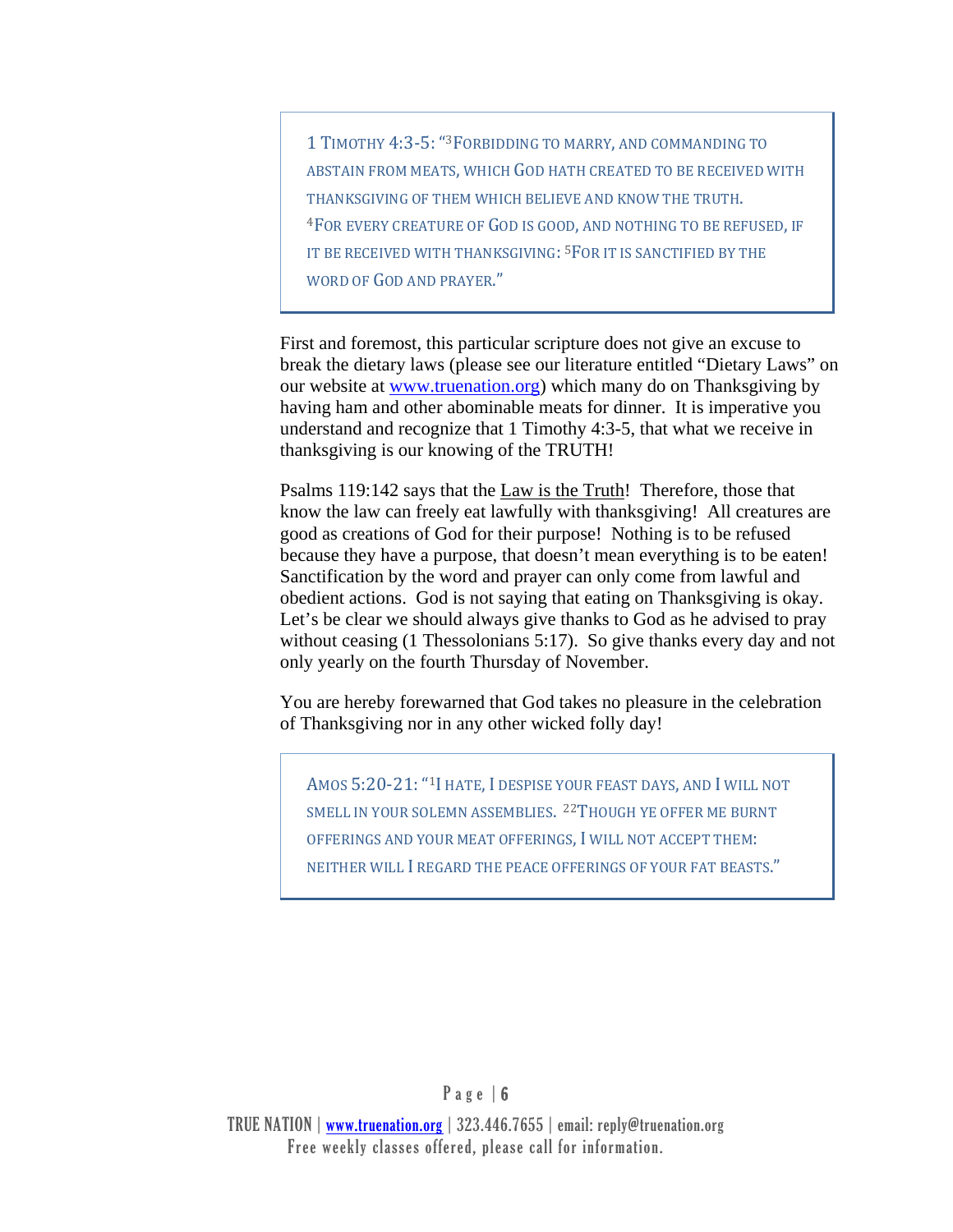> 1 TIMOTHY 4:3-5: "[3]FORBIDDING TO MARRY, AND COMMANDING TO ABSTAIN FROM MEATS, WHICH GOD HATH CREATED TO BE RECEIVED WITH THANKSGIVING OF THEM WHICH BELIEVE AND KNOW THE TRUTH. [4]FOR EVERY CREATURE OF GOD IS GOOD, AND NOTHING TO BE REFUSED, IF IT BE RECEIVED WITH THANKSGIVING: [5]FOR IT IS SANCTIFIED BY THE WORD OF GOD AND PRAYER."

First and foremost, this particular scripture does not give an excuse to break the dietary laws (please see our literature entitled "Dietary Laws" on our website at [www.truenation.org](http://www.truenation.org)) which many do on Thanksgiving by having ham and other abominable meats for dinner. It is imperative you understand and recognize that 1 Timothy 4:3-5, that what we receive in thanksgiving is our knowing of the TRUTH!

Psalms 119:142 says that the Law is the Truth! Therefore, those that know the law can freely eat lawfully with thanksgiving! All creatures are good as creations of God for their purpose! Nothing is to be refused because they have a purpose, that doesn't mean everything is to be eaten! Sanctification by the word and prayer can only come from lawful and obedient actions. God is not saying that eating on Thanksgiving is okay. Let's be clear we should always give thanks to God as he advised to pray without ceasing (1 Thessolonians 5:17). So give thanks every day and not only yearly on the fourth Thursday of November.

You are hereby forewarned that God takes no pleasure in the celebration of Thanksgiving nor in any other wicked folly day!

> AMOS 5:20-21: "[1]I HATE, I DESPISE YOUR FEAST DAYS, AND I WILL NOT SMELL IN YOUR SOLEMN ASSEMBLIES. [22]THOUGH YE OFFER ME BURNT OFFERINGS AND YOUR MEAT OFFERINGS, I WILL NOT ACCEPT THEM: NEITHER WILL I REGARD THE PEACE OFFERINGS OF YOUR FAT BEASTS."

TRUE NATION | [www.truenation.org](http://www.truenation.org) | 323.446.7655 | email: reply@truenation.org
Free weekly classes offered, please call for information.